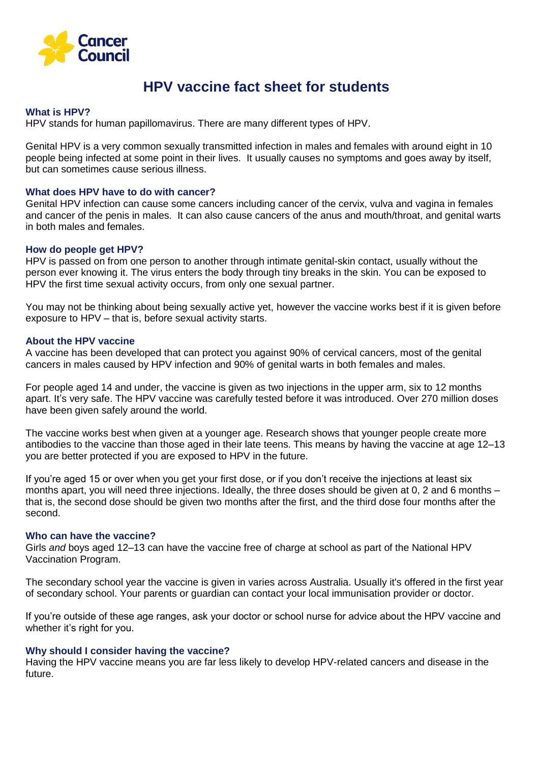Cancer Council

# HPV vaccine fact sheet for students

### What is HPV?

HPV stands for human papillomavirus. There are many different types of HPV.

Genital HPV is a very common sexually transmitted infection in males and females with around eight in 10 people being infected at some point in their lives. It usually causes no symptoms and goes away by itself, but can sometimes cause serious illness.

### What does HPV have to do with cancer?

Genital HPV infection can cause some cancers including cancer of the cervix, vulva and vagina in females and cancer of the penis in males. It can also cause cancers of the anus and mouth/throat, and genital warts in both males and females.

### How do people get HPV?

HPV is passed on from one person to another through intimate genital-skin contact, usually without the person ever knowing it. The virus enters the body through tiny breaks in the skin. You can be exposed to HPV the first time sexual activity occurs, from only one sexual partner.

You may not be thinking about being sexually active yet, however the vaccine works best if it is given before exposure to HPV – that is, before sexual activity starts.

### About the HPV vaccine

A vaccine has been developed that can protect you against 90% of cervical cancers, most of the genital cancers in males caused by HPV infection and 90% of genital warts in both females and males.

For people aged 14 and under, the vaccine is given as two injections in the upper arm, six to 12 months apart. It's very safe. The HPV vaccine was carefully tested before it was introduced. Over 270 million doses have been given safely around the world.

The vaccine works best when given at a younger age. Research shows that younger people create more antibodies to the vaccine than those aged in their late teens. This means by having the vaccine at age 12–13 you are better protected if you are exposed to HPV in the future.

If you're aged 15 or over when you get your first dose, or if you don't receive the injections at least six months apart, you will need three injections. Ideally, the three doses should be given at 0, 2 and 6 months – that is, the second dose should be given two months after the first, and the third dose four months after the second.

### Who can have the vaccine?

Girls *and* boys aged 12–13 can have the vaccine free of charge at school as part of the National HPV Vaccination Program.

The secondary school year the vaccine is given in varies across Australia. Usually it's offered in the first year of secondary school. Your parents or guardian can contact your local immunisation provider or doctor.

If you're outside of these age ranges, ask your doctor or school nurse for advice about the HPV vaccine and whether it's right for you.

### Why should I consider having the vaccine?

Having the HPV vaccine means you are far less likely to develop HPV-related cancers and disease in the future.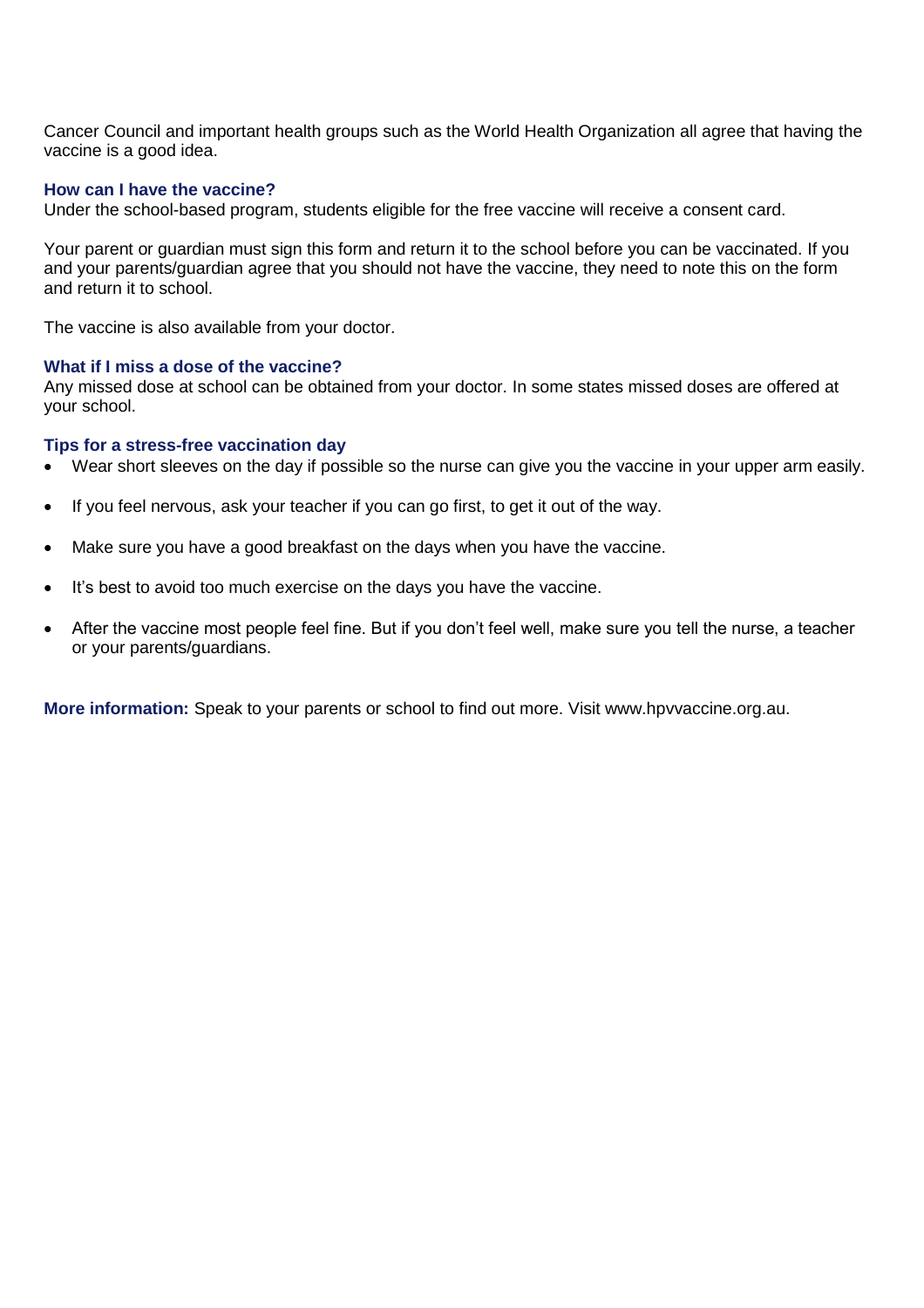Cancer Council and important health groups such as the World Health Organization all agree that having the vaccine is a good idea.

### How can I have the vaccine?

Under the school-based program, students eligible for the free vaccine will receive a consent card.

Your parent or guardian must sign this form and return it to the school before you can be vaccinated. If you and your parents/guardian agree that you should not have the vaccine, they need to note this on the form and return it to school.

The vaccine is also available from your doctor.

### What if I miss a dose of the vaccine?

Any missed dose at school can be obtained from your doctor. In some states missed doses are offered at your school.

### Tips for a stress-free vaccination day

- Wear short sleeves on the day if possible so the nurse can give you the vaccine in your upper arm easily.
- If you feel nervous, ask your teacher if you can go first, to get it out of the way.
- Make sure you have a good breakfast on the days when you have the vaccine.
- It's best to avoid too much exercise on the days you have the vaccine.
- After the vaccine most people feel fine. But if you don't feel well, make sure you tell the nurse, a teacher or your parents/guardians.

**More information:** Speak to your parents or school to find out more. Visit www.hpvvaccine.org.au.